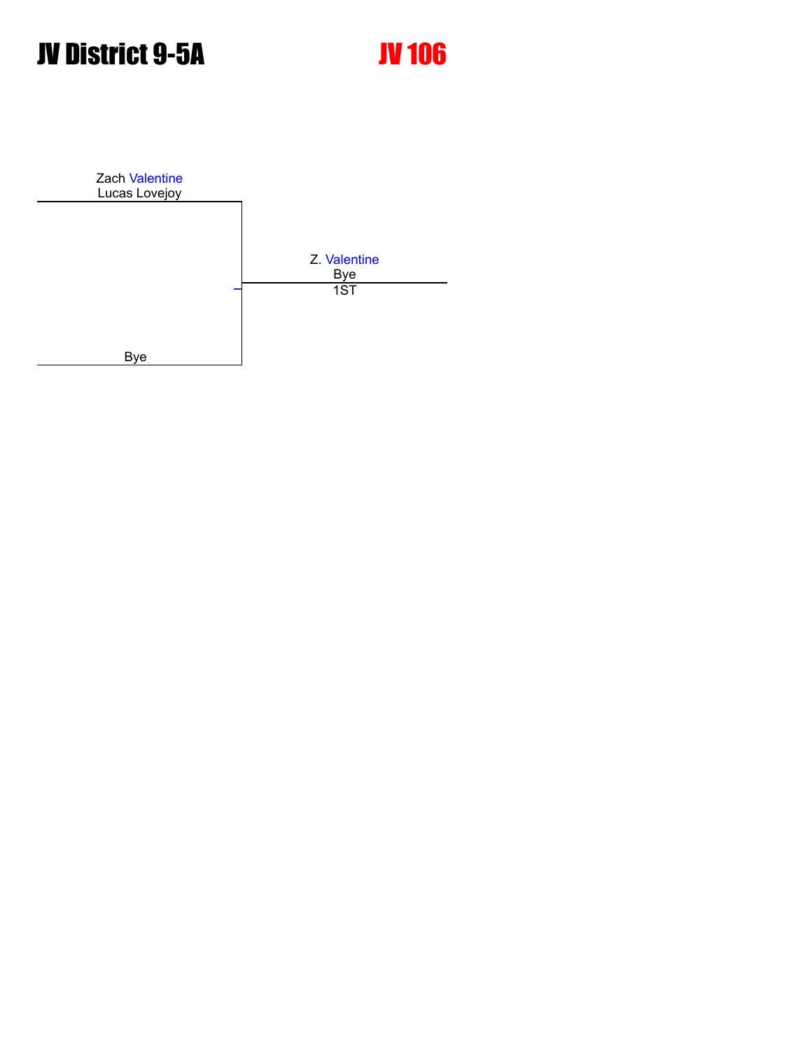# JV District 9-5A

# JV 106

Zach Valentine
Lucas Lovejoy

Bye

Z. Valentine
Bye
1ST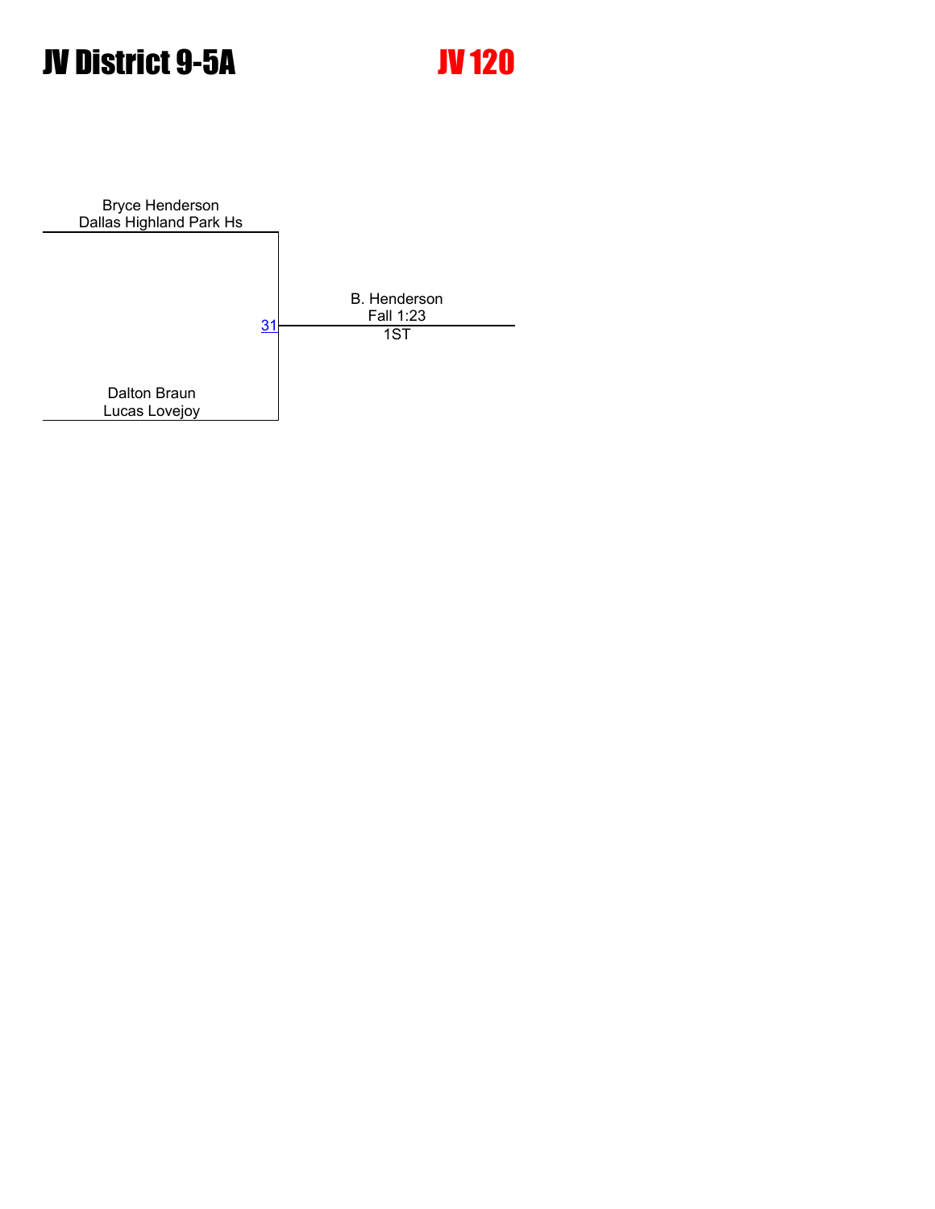# JV District 9-5A

# JV 120

Bryce Henderson
Dallas Highland Park Hs

31

B. Henderson
Fall 1:23
1ST

Dalton Braun
Lucas Lovejoy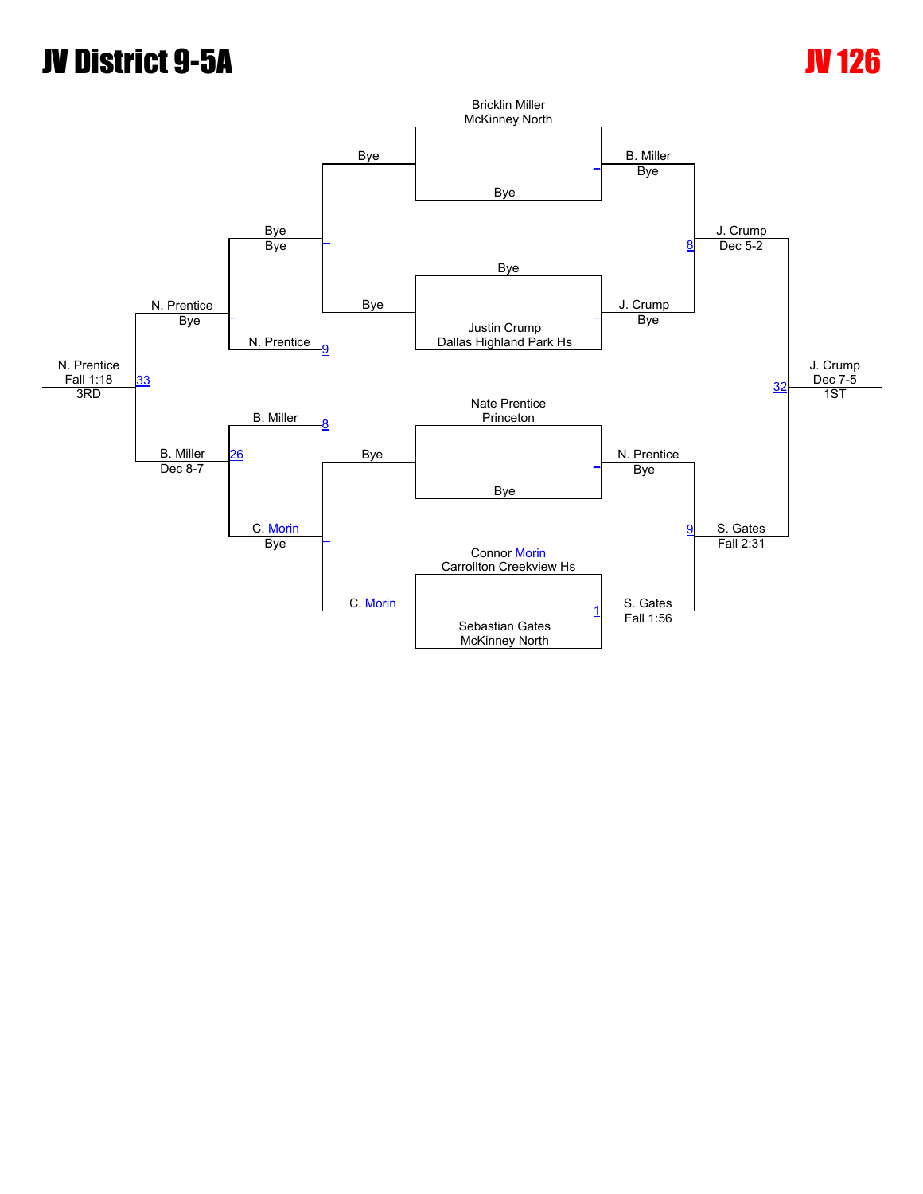# JV District 9-5A

# JV 126

## Championship Bracket

**First Round**

- Bricklin Miller (McKinney North) vs. Bye — B. Miller, Bye
- Bye vs. Justin Crump (Dallas Highland Park Hs) — J. Crump, Bye
- Nate Prentice (Princeton) vs. Bye — N. Prentice, Bye
- Connor Morin (Carrollton Creekview Hs) vs. Sebastian Gates (McKinney North) — S. Gates, Fall 1:56 (Bout 1)

**Semifinals**

- B. Miller vs. J. Crump — J. Crump, Dec 5-2 (Bout 8)
- N. Prentice vs. S. Gates — S. Gates, Fall 2:31 (Bout 9)

**Final**

- J. Crump vs. S. Gates — J. Crump, Dec 7-5, 1ST (Bout 32)

## Consolation Bracket

**First Round**

- Bye vs. Bye — Bye, Bye
- Bye vs. C. Morin — C. Morin, Bye

**Second Round**

- Bye vs. N. Prentice — N. Prentice, Bye (Bout 9)
- B. Miller vs. C. Morin — B. Miller, Dec 8-7 (Bout 8 / Bout 26)

**Third Place**

- N. Prentice vs. B. Miller — N. Prentice, Fall 1:18, 3RD (Bout 33)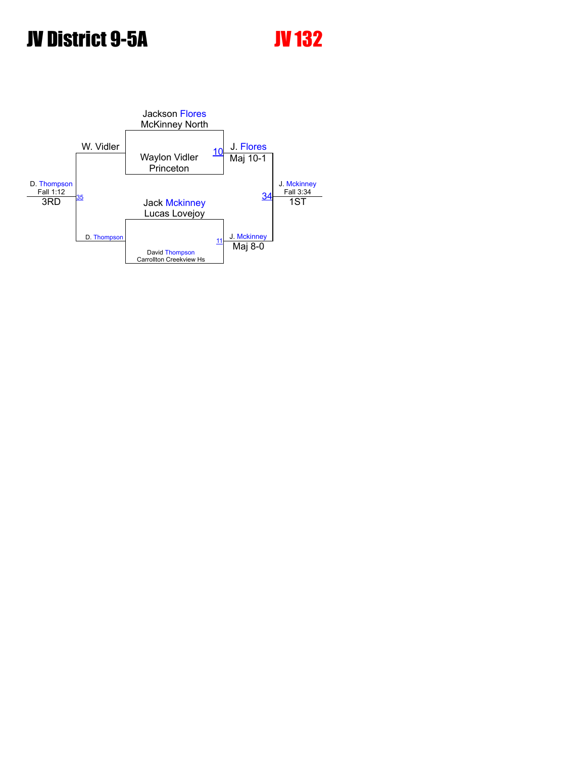# JV District 9-5A

# JV 132

Jackson Flores
McKinney North

Waylon Vidler
Princeton

10 J. Flores
Maj 10-1

Jack Mckinney
Lucas Lovejoy

David Thompson
Carrollton Creekview Hs

11 J. Mckinney
Maj 8-0

34 J. Mckinney
Fall 3:34
1ST

W. Vidler

D. Thompson

35 D. Thompson
Fall 1:12
3RD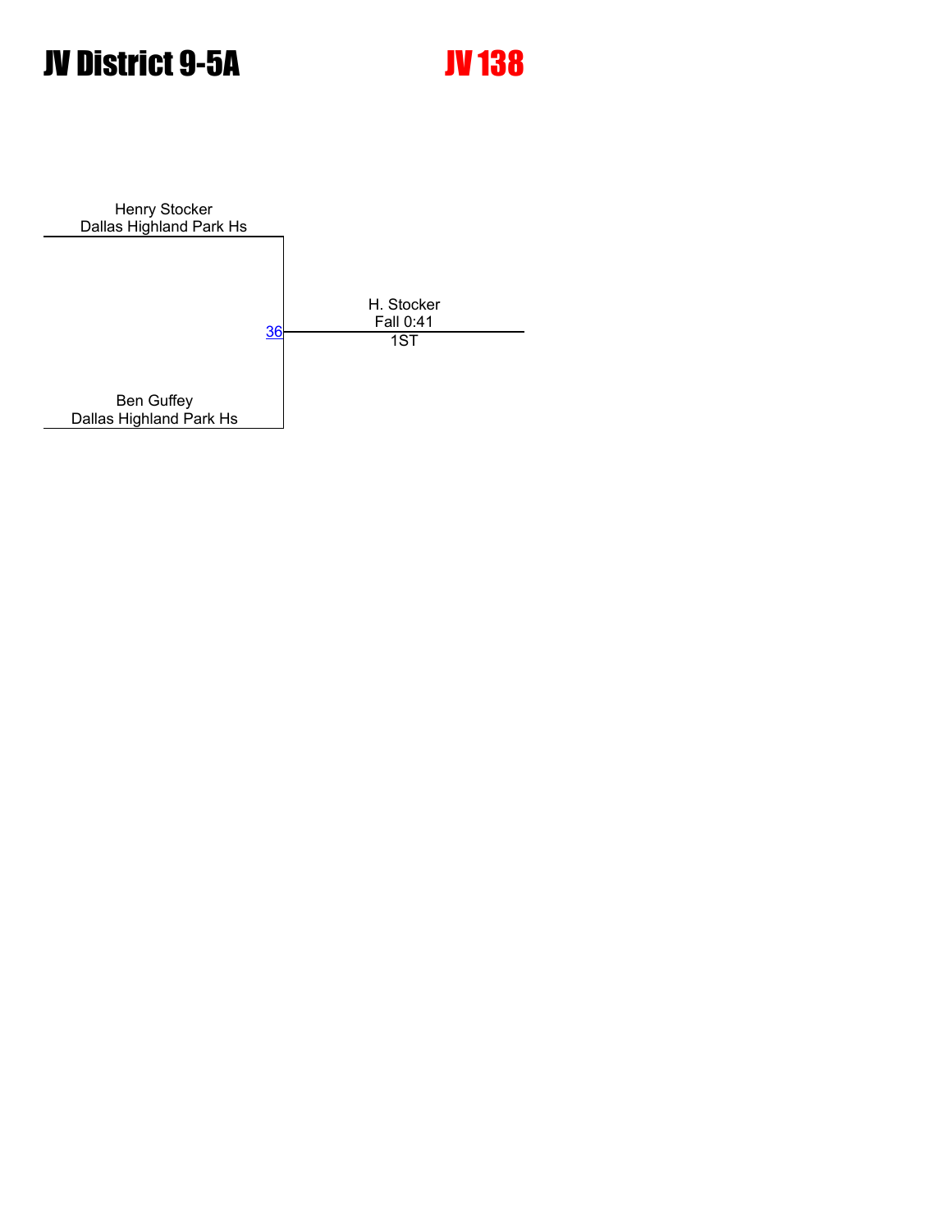# JV District 9-5A

# JV 138

Henry Stocker
Dallas Highland Park Hs

36

H. Stocker
Fall 0:41
1ST

Ben Guffey
Dallas Highland Park Hs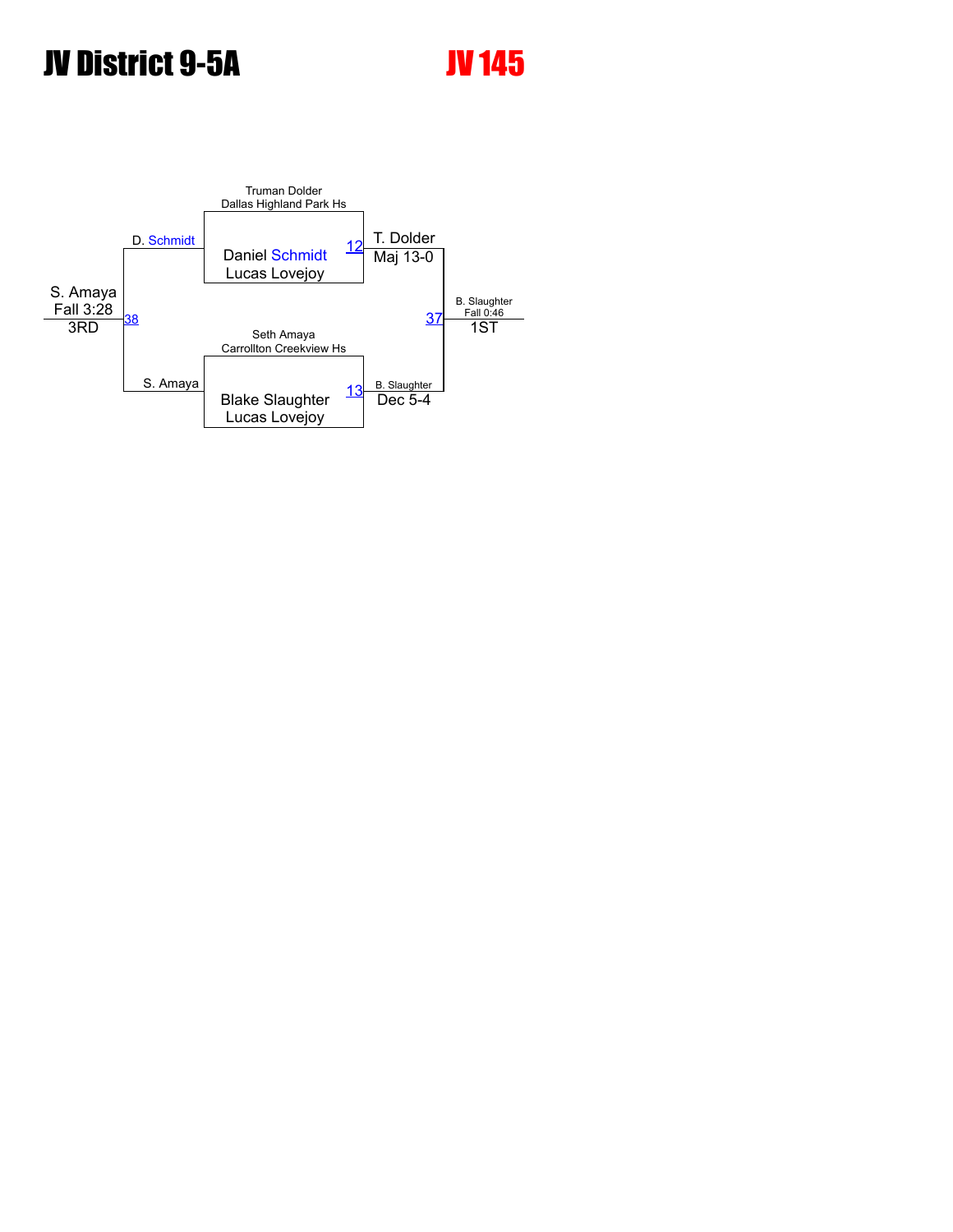# JV District 9-5A

# JV 145

Truman Dolder
Dallas Highland Park Hs

Daniel Schmidt
Lucas Lovejoy

12

T. Dolder
Maj 13-0

D. Schmidt

S. Amaya
Fall 3:28
3RD

38

37

B. Slaughter
Fall 0:46
1ST

Seth Amaya
Carrollton Creekview Hs

S. Amaya

Blake Slaughter
Lucas Lovejoy

13

B. Slaughter
Dec 5-4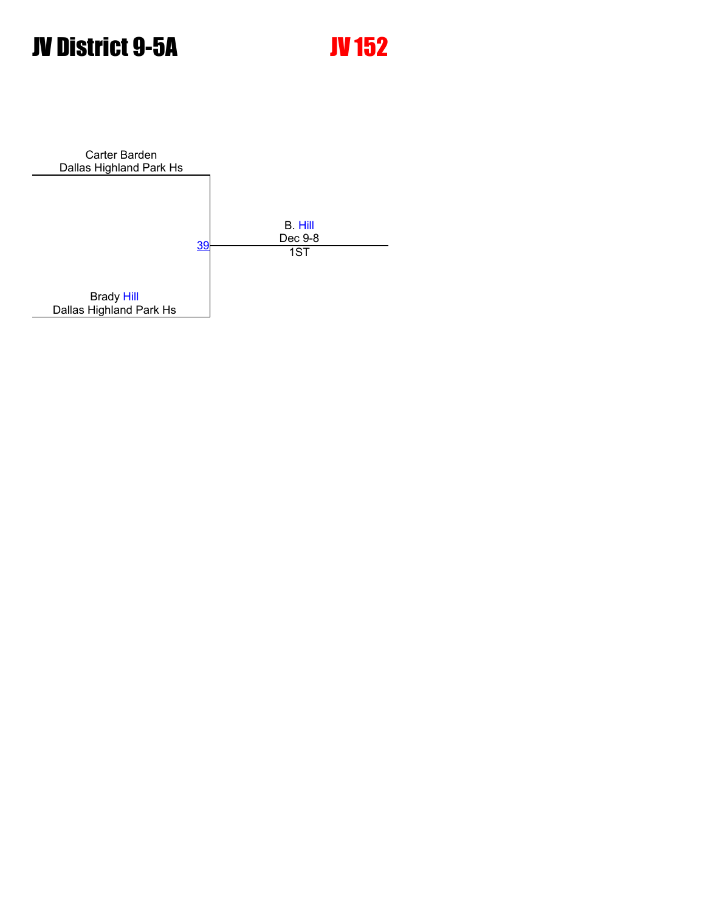# JV District 9-5A

# JV 152

Carter Barden
Dallas Highland Park Hs

39

B. Hill
Dec 9-8
1ST

Brady Hill
Dallas Highland Park Hs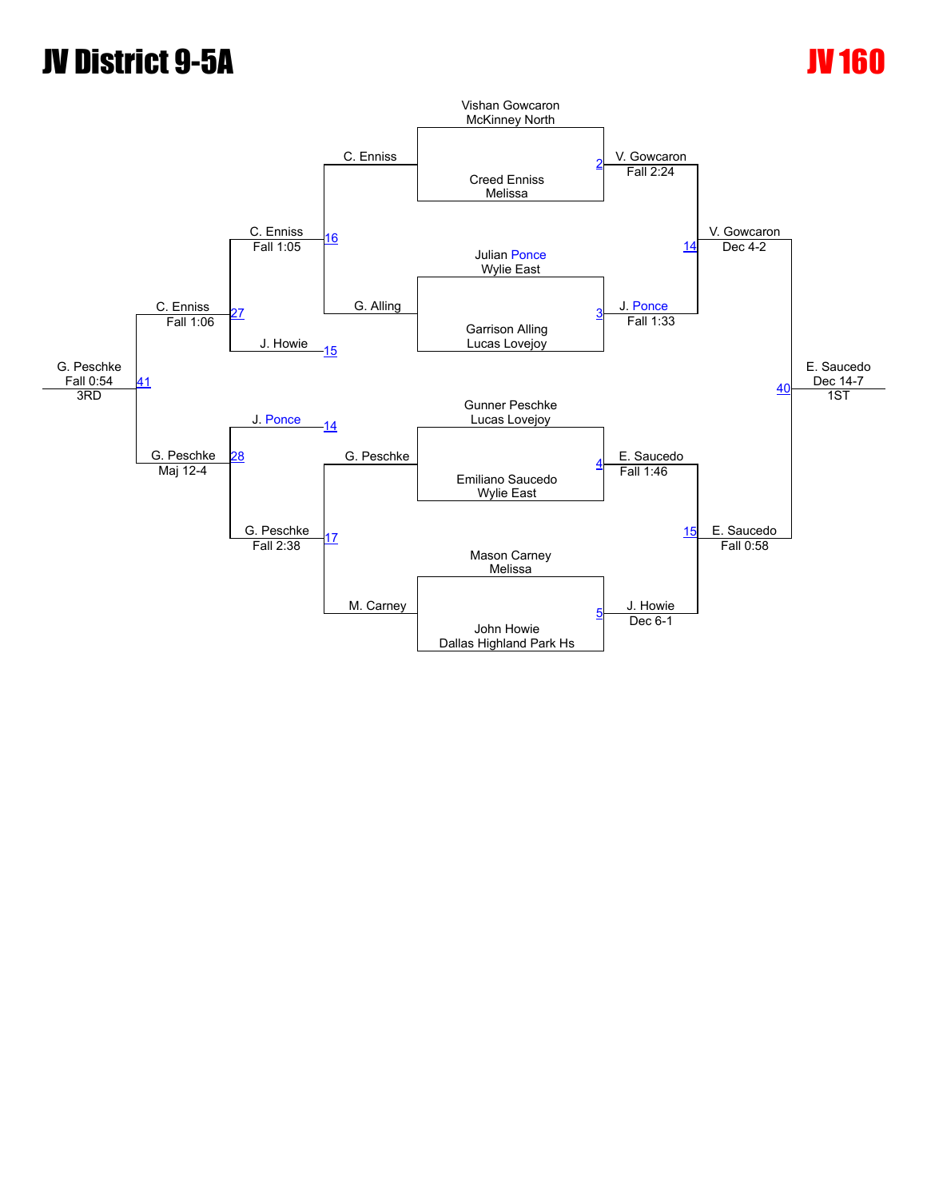# JV District 9-5A

# JV 160

**Championship Bracket**

| Bout | Wrestler 1 | Wrestler 2 | Winner | Result |
|---|---|---|---|---|
| 2 | Vishan Gowcaron (McKinney North) | Creed Enniss (Melissa) | V. Gowcaron | Fall 2:24 |
| 3 | Julian Ponce (Wylie East) | Garrison Alling (Lucas Lovejoy) | J. Ponce | Fall 1:33 |
| 4 | Gunner Peschke (Lucas Lovejoy) | Emiliano Saucedo (Wylie East) | E. Saucedo | Fall 1:46 |
| 5 | Mason Carney (Melissa) | John Howie (Dallas Highland Park Hs) | J. Howie | Dec 6-1 |
| 14 | V. Gowcaron | J. Ponce | V. Gowcaron | Dec 4-2 |
| 15 | E. Saucedo | J. Howie | E. Saucedo | Fall 0:58 |
| 40 | V. Gowcaron | E. Saucedo | E. Saucedo (1ST) | Dec 14-7 |

**Consolation Bracket**

| Bout | Wrestler 1 | Wrestler 2 | Winner | Result |
|---|---|---|---|---|
| 16 | C. Enniss | G. Alling | C. Enniss | Fall 1:05 |
| 17 | G. Peschke | M. Carney | G. Peschke | Fall 2:38 |
| 27 | C. Enniss | J. Howie (15) | C. Enniss | Fall 1:06 |
| 28 | J. Ponce (14) | G. Peschke | G. Peschke | Maj 12-4 |
| 41 | C. Enniss | G. Peschke | G. Peschke (3RD) | Fall 0:54 |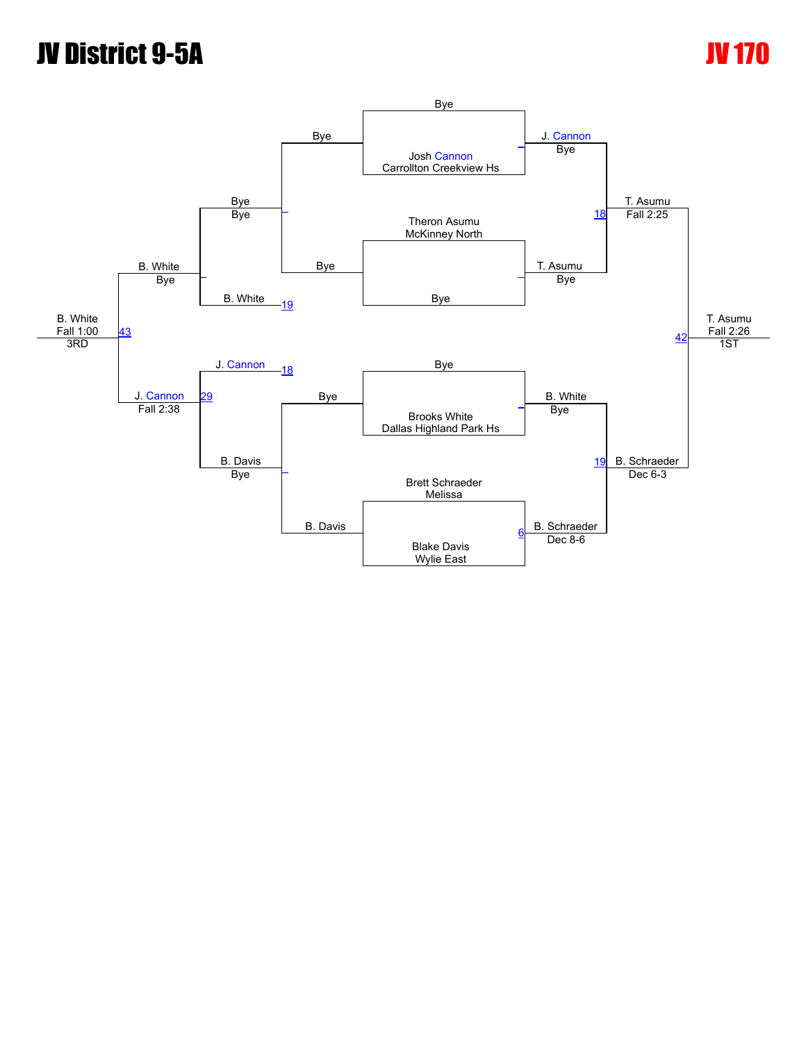# JV District 9-5A

# JV 170

**Championship Bracket**

- Josh Cannon (Carrollton Creekview Hs) vs Bye → J. Cannon (Bye)
- Theron Asumu (McKinney North) vs Bye → T. Asumu (Bye)
- Brooks White (Dallas Highland Park Hs) vs Bye → B. White (Bye)
- Brett Schraeder (Melissa) vs Blake Davis (Wylie East) → B. Schraeder (Dec 8-6) [6]

**Semifinals**

- J. Cannon vs T. Asumu → T. Asumu (Fall 2:25) [18]
- B. White vs B. Schraeder → B. Schraeder (Dec 6-3) [19]

**Final**

- T. Asumu vs B. Schraeder → T. Asumu (Fall 2:26) [42] — 1ST

**Consolation Bracket**

- Bye vs Bye → Bye (Bye)
- Bye vs B. Davis → B. Davis (Bye)
- Bye vs B. White [19] → B. White (Bye)
- J. Cannon [18] vs B. Davis → J. Cannon (Fall 2:38) [29]
- B. White vs J. Cannon → B. White (Fall 1:00) [43] — 3RD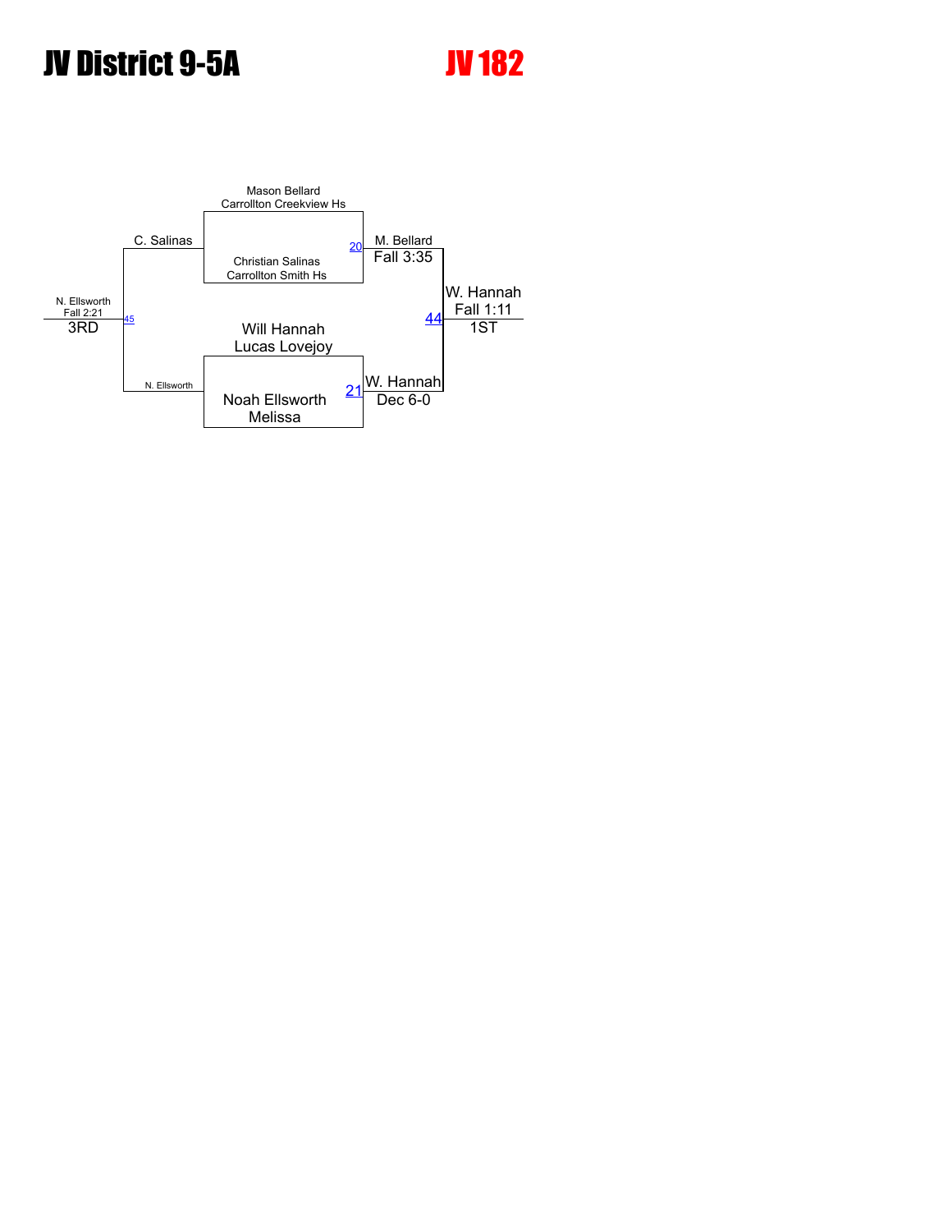# JV District 9-5A

## JV 182

**Bout 20:** Mason Bellard (Carrollton Creekview Hs) vs. Christian Salinas (Carrollton Smith Hs) — M. Bellard, Fall 3:35

**Bout 21:** Will Hannah (Lucas Lovejoy) vs. Noah Ellsworth (Melissa) — W. Hannah, Dec 6-0

**Bout 44 (1ST):** M. Bellard vs. W. Hannah — W. Hannah, Fall 1:11

**Bout 45 (3RD):** C. Salinas vs. N. Ellsworth — N. Ellsworth, Fall 2:21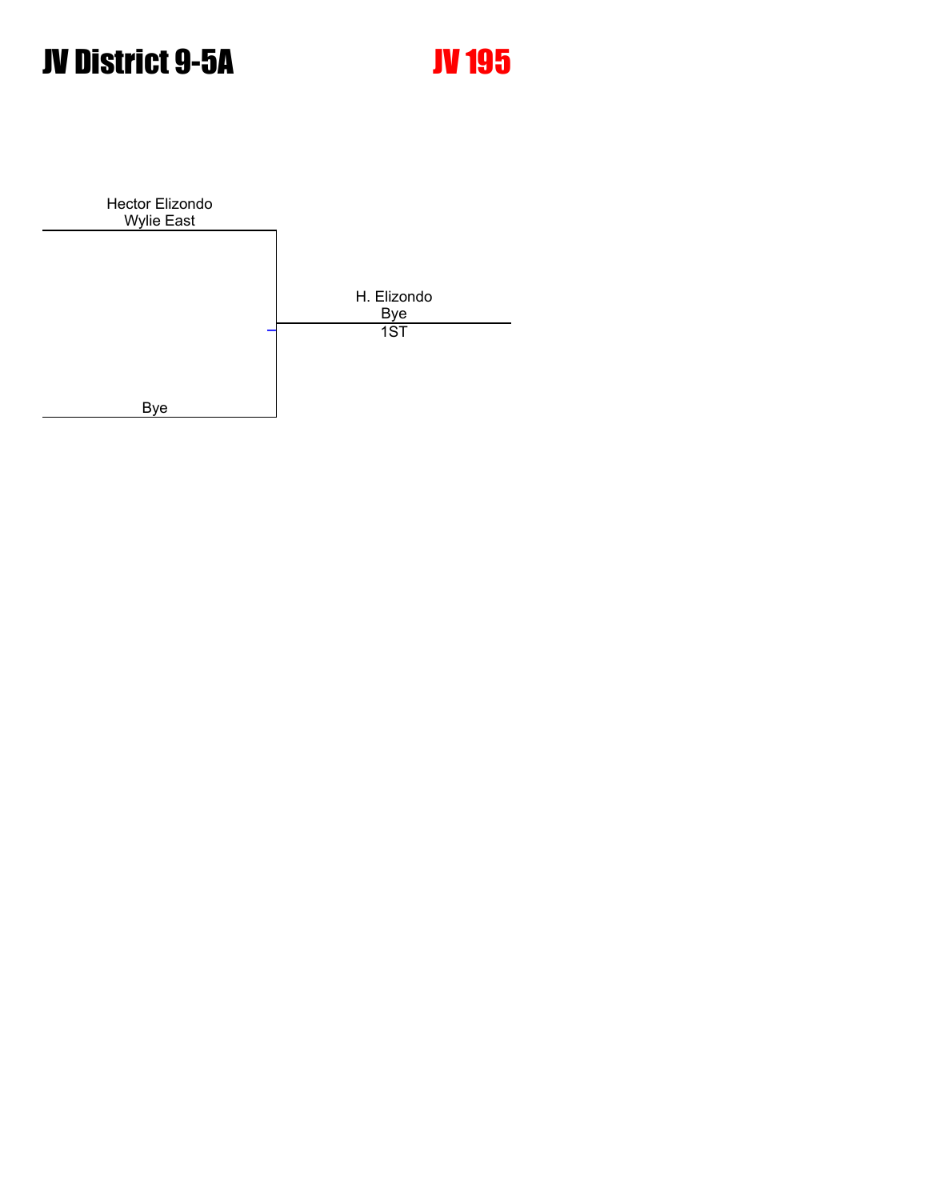# JV District 9-5A

# JV 195

Hector Elizondo
Wylie East

Bye

H. Elizondo
Bye
1ST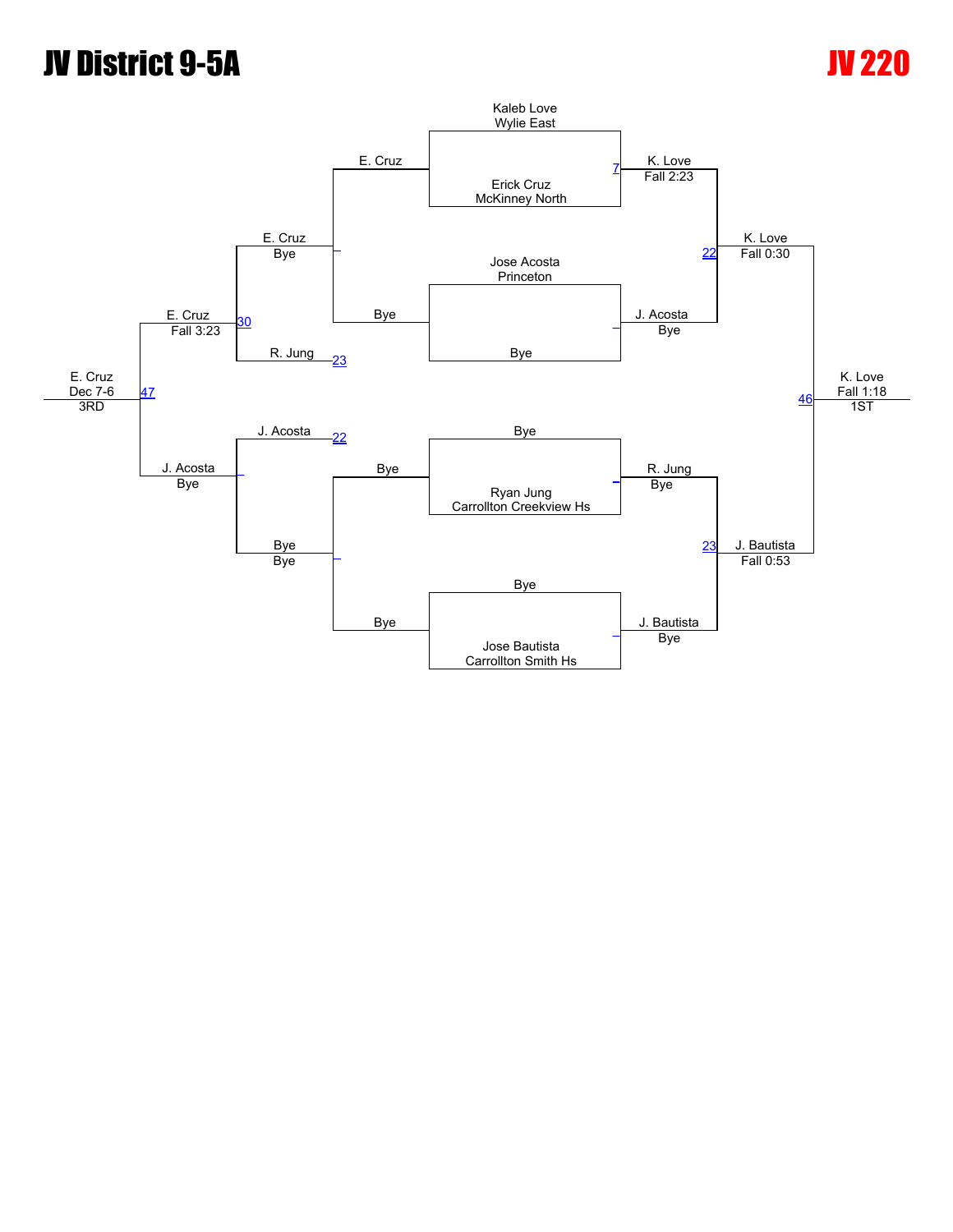# JV District 9-5A

# JV 220

**Championship Bracket**

| Entrant | First Round | Semifinals | Final |
|---|---|---|---|
| Kaleb Love, Wylie East | K. Love, Fall 2:23 (7) | K. Love, Fall 0:30 (22) | K. Love, Fall 1:18 (46) — 1ST |
| Erick Cruz, McKinney North | | | |
| Jose Acosta, Princeton | J. Acosta, Bye | | |
| Bye | | | |
| Bye | R. Jung, Bye | J. Bautista, Fall 0:53 (23) | |
| Ryan Jung, Carrollton Creekview Hs | | | |
| Bye | J. Bautista, Bye | | |
| Jose Bautista, Carrollton Smith Hs | | | |

**Consolation Bracket**

| Round 1 | Round 2 | Semifinal | 3rd Place |
|---|---|---|---|
| E. Cruz / Bye | E. Cruz, Bye | E. Cruz, Fall 3:23 (30) | E. Cruz, Dec 7-6 (47) — 3RD |
| | R. Jung (23) | | |
| Bye / Bye | J. Acosta (22) | J. Acosta, Bye | |
| Bye / Bye | Bye, Bye | | |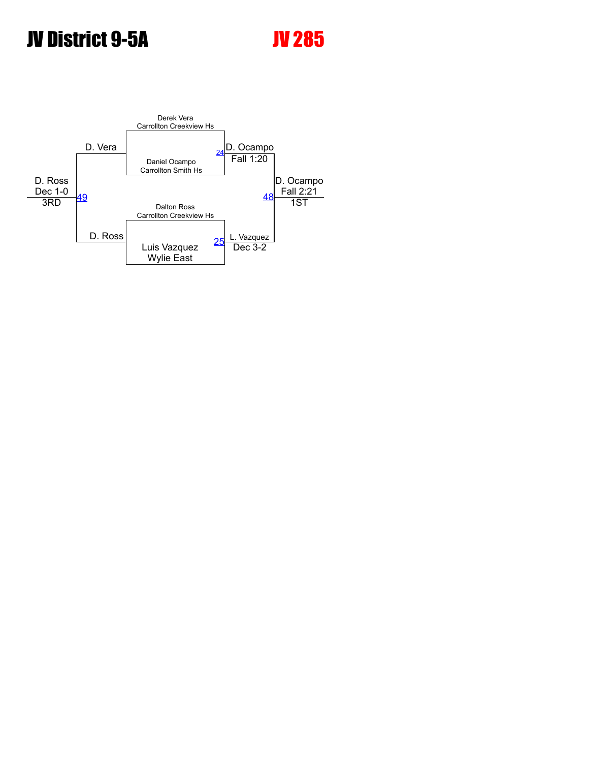# JV District 9-5A

# JV 285

Derek Vera
Carrollton Creekview Hs

Daniel Ocampo
Carrollton Smith Hs

24

D. Ocampo
Fall 1:20

Dalton Ross
Carrollton Creekview Hs

Luis Vazquez
Wylie East

25

L. Vazquez
Dec 3-2

48

D. Ocampo
Fall 2:21
1ST

D. Vera

D. Ross

49

D. Ross
Dec 1-0
3RD